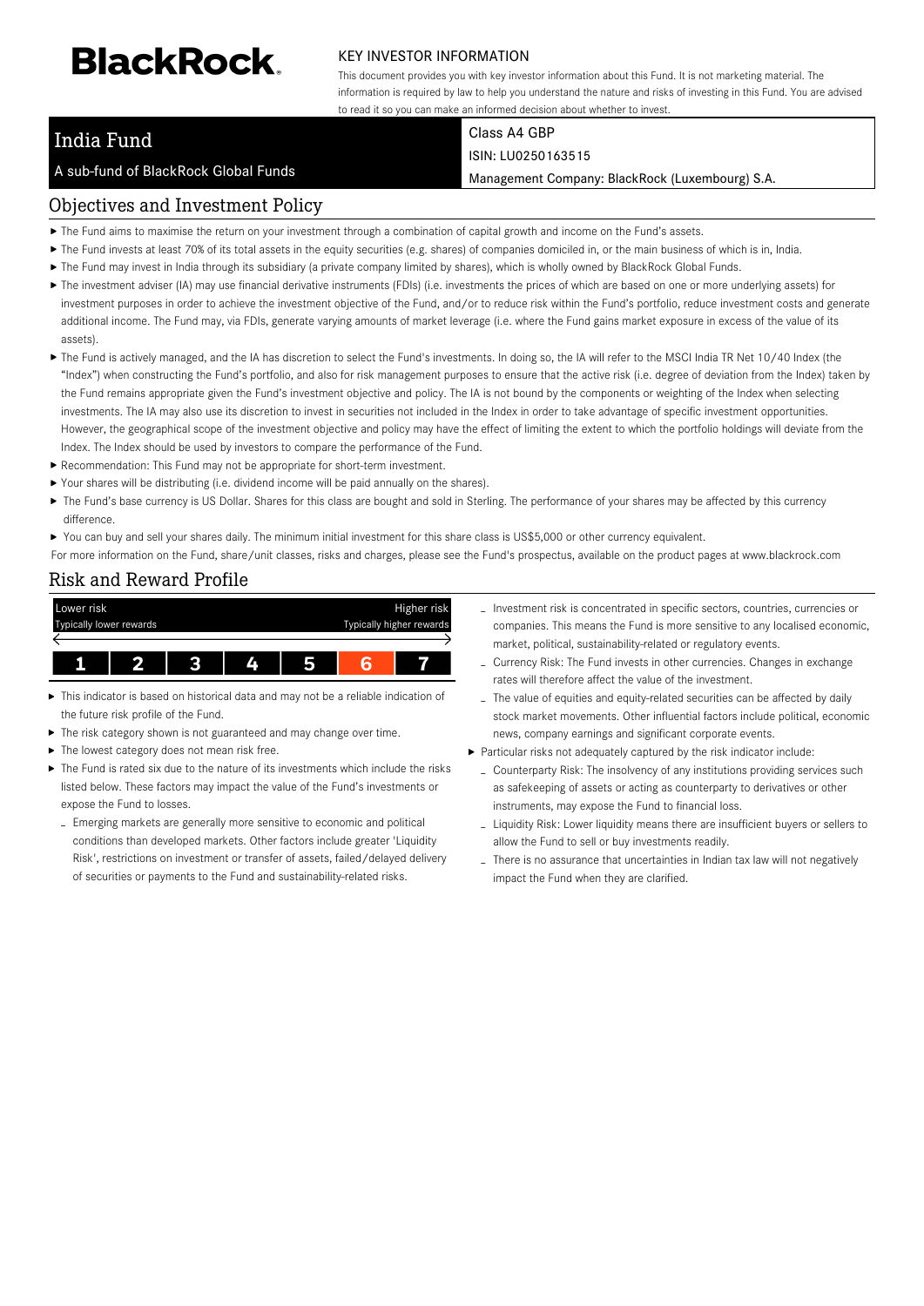# BlackRock.

KEY INVESTOR INFORMATION

This document provides you with key investor information about this Fund. It is not marketing material. The information is required by law to help you understand the nature and risks of investing in this Fund. You are advised to read it so you can make an informed decision about whether to invest.

## India Fund

A sub-fund of BlackRock Global Funds

Class A4 GBP

ISIN: LU0250163515

Management Company: BlackRock (Luxembourg) S.A.

## Objectives and Investment Policy

- The Fund aims to maximise the return on your investment through a combination of capital growth and income on the Fund's assets.
- The Fund invests at least 70% of its total assets in the equity securities (e.g. shares) of companies domiciled in, or the main business of which is in, India.
- The Fund may invest in India through its subsidiary (a private company limited by shares), which is wholly owned by BlackRock Global Funds.
- The investment adviser (IA) may use financial derivative instruments (FDIs) (i.e. investments the prices of which are based on one or more underlying assets) for investment purposes in order to achieve the investment objective of the Fund, and/or to reduce risk within the Fund's portfolio, reduce investment costs and generate additional income. The Fund may, via FDIs, generate varying amounts of market leverage (i.e. where the Fund gains market exposure in excess of the value of its assets).
- The Fund is actively managed, and the IA has discretion to select the Fund's investments. In doing so, the IA will refer to the MSCI India TR Net 10/40 Index (the "Index") when constructing the Fund's portfolio, and also for risk management purposes to ensure that the active risk (i.e. degree of deviation from the Index) taken by the Fund remains appropriate given the Fund's investment objective and policy. The IA is not bound by the components or weighting of the Index when selecting investments. The IA may also use its discretion to invest in securities not included in the Index in order to take advantage of specific investment opportunities. However, the geographical scope of the investment objective and policy may have the effect of limiting the extent to which the portfolio holdings will deviate from the Index. The Index should be used by investors to compare the performance of the Fund.
- Recommendation: This Fund may not be appropriate for short-term investment.
- Your shares will be distributing (i.e. dividend income will be paid annually on the shares).
- The Fund's base currency is US Dollar. Shares for this class are bought and sold in Sterling. The performance of your shares may be affected by this currency difference.
- You can buy and sell your shares daily. The minimum initial investment for this share class is US$5,000 or other currency equivalent.

For more information on the Fund, share/unit classes, risks and charges, please see the Fund's prospectus, available on the product pages at www.blackrock.com

## Risk and Reward Profile

| Lower risk<br>Typically lower rewards | | | | | | Higher risk<br>Typically higher rewards |
|---|---|---|---|---|---|---|
| 1 | 2 | 3 | 4 | 5 | **6** | 7 |

- This indicator is based on historical data and may not be a reliable indication of the future risk profile of the Fund.
- The risk category shown is not guaranteed and may change over time.
- The lowest category does not mean risk free.
- The Fund is rated six due to the nature of its investments which include the risks listed below. These factors may impact the value of the Fund's investments or expose the Fund to losses.
  - Emerging markets are generally more sensitive to economic and political conditions than developed markets. Other factors include greater 'Liquidity Risk', restrictions on investment or transfer of assets, failed/delayed delivery of securities or payments to the Fund and sustainability-related risks.
  - Investment risk is concentrated in specific sectors, countries, currencies or companies. This means the Fund is more sensitive to any localised economic, market, political, sustainability-related or regulatory events.
  - Currency Risk: The Fund invests in other currencies. Changes in exchange rates will therefore affect the value of the investment.
  - The value of equities and equity-related securities can be affected by daily stock market movements. Other influential factors include political, economic news, company earnings and significant corporate events.
- Particular risks not adequately captured by the risk indicator include:
  - Counterparty Risk: The insolvency of any institutions providing services such as safekeeping of assets or acting as counterparty to derivatives or other instruments, may expose the Fund to financial loss.
  - Liquidity Risk: Lower liquidity means there are insufficient buyers or sellers to allow the Fund to sell or buy investments readily.
  - There is no assurance that uncertainties in Indian tax law will not negatively impact the Fund when they are clarified.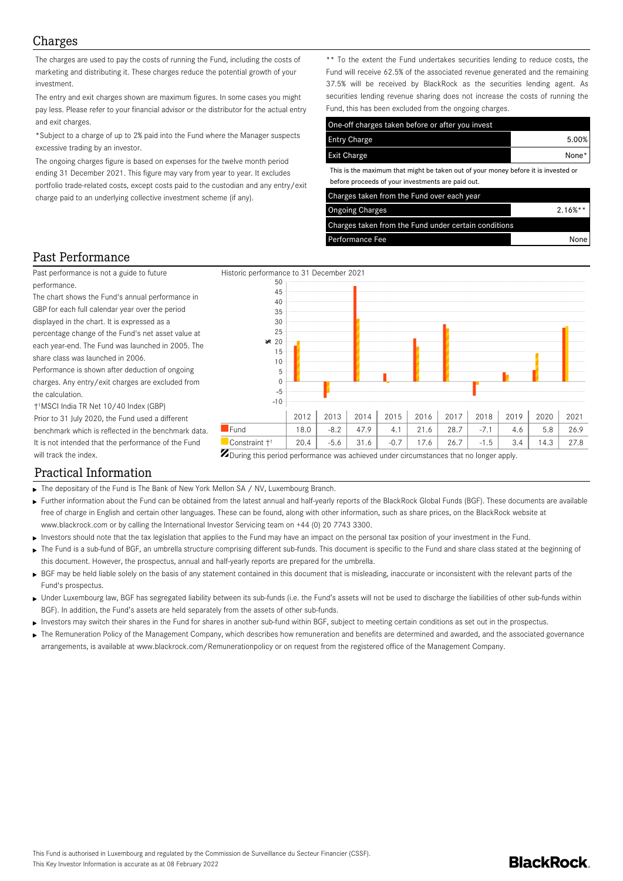## Charges

The charges are used to pay the costs of running the Fund, including the costs of marketing and distributing it. These charges reduce the potential growth of your investment.

The entry and exit charges shown are maximum figures. In some cases you might pay less. Please refer to your financial advisor or the distributor for the actual entry and exit charges.

*Subject to a charge of up to 2% paid into the Fund where the Manager suspects excessive trading by an investor.

The ongoing charges figure is based on expenses for the twelve month period ending 31 December 2021. This figure may vary from year to year. It excludes portfolio trade-related costs, except costs paid to the custodian and any entry/exit charge paid to an underlying collective investment scheme (if any).

** To the extent the Fund undertakes securities lending to reduce costs, the Fund will receive 62.5% of the associated revenue generated and the remaining 37.5% will be received by BlackRock as the securities lending agent. As securities lending revenue sharing does not increase the costs of running the Fund, this has been excluded from the ongoing charges.

| One-off charges taken before or after you invest | |
|---|---|
| Entry Charge | 5.00% |
| Exit Charge | None* |

This is the maximum that might be taken out of your money before it is invested or before proceeds of your investments are paid out.

| Charges taken from the Fund over each year | |
|---|---|
| Ongoing Charges | 2.16%** |

| Charges taken from the Fund under certain conditions | |
|---|---|
| Performance Fee | None |

## Past Performance

Past performance is not a guide to future performance.

The chart shows the Fund's annual performance in GBP for each full calendar year over the period displayed in the chart. It is expressed as a percentage change of the Fund's net asset value at each year-end. The Fund was launched in 2005. The share class was launched in 2006.

Performance is shown after deduction of ongoing charges. Any entry/exit charges are excluded from the calculation.

†[1]MSCI India TR Net 10/40 Index (GBP)

Prior to 31 July 2020, the Fund used a different benchmark which is reflected in the benchmark data. It is not intended that the performance of the Fund will track the index.

Historic performance to 31 December 2021

%

50
45
40
35
30
25
20
15
10
5
0
-5
-10

| | 2012 | 2013 | 2014 | 2015 | 2016 | 2017 | 2018 | 2019 | 2020 | 2021 |
|---|---|---|---|---|---|---|---|---|---|---|
| Fund | 18.0 | -8.2 | 47.9 | 4.1 | 21.6 | 28.7 | -7.1 | 4.6 | 5.8 | 26.9 |
| Constraint †[1] | 20.4 | -5.6 | 31.6 | -0.7 | 17.6 | 26.7 | -1.5 | 3.4 | 14.3 | 27.8 |

During this period performance was achieved under circumstances that no longer apply.

## Practical Information

- The depositary of the Fund is The Bank of New York Mellon SA / NV, Luxembourg Branch.
- Further information about the Fund can be obtained from the latest annual and half-yearly reports of the BlackRock Global Funds (BGF). These documents are available free of charge in English and certain other languages. These can be found, along with other information, such as share prices, on the BlackRock website at www.blackrock.com or by calling the International Investor Servicing team on +44 (0) 20 7743 3300.
- Investors should note that the tax legislation that applies to the Fund may have an impact on the personal tax position of your investment in the Fund.
- The Fund is a sub-fund of BGF, an umbrella structure comprising different sub-funds. This document is specific to the Fund and share class stated at the beginning of this document. However, the prospectus, annual and half-yearly reports are prepared for the umbrella.
- BGF may be held liable solely on the basis of any statement contained in this document that is misleading, inaccurate or inconsistent with the relevant parts of the Fund's prospectus.
- Under Luxembourg law, BGF has segregated liability between its sub-funds (i.e. the Fund's assets will not be used to discharge the liabilities of other sub-funds within BGF). In addition, the Fund's assets are held separately from the assets of other sub-funds.
- Investors may switch their shares in the Fund for shares in another sub-fund within BGF, subject to meeting certain conditions as set out in the prospectus.
- The Remuneration Policy of the Management Company, which describes how remuneration and benefits are determined and awarded, and the associated governance arrangements, is available at www.blackrock.com/Remunerationpolicy or on request from the registered office of the Management Company.

This Fund is authorised in Luxembourg and regulated by the Commission de Surveillance du Secteur Financier (CSSF).
This Key Investor Information is accurate as at 08 February 2022

BlackRock.